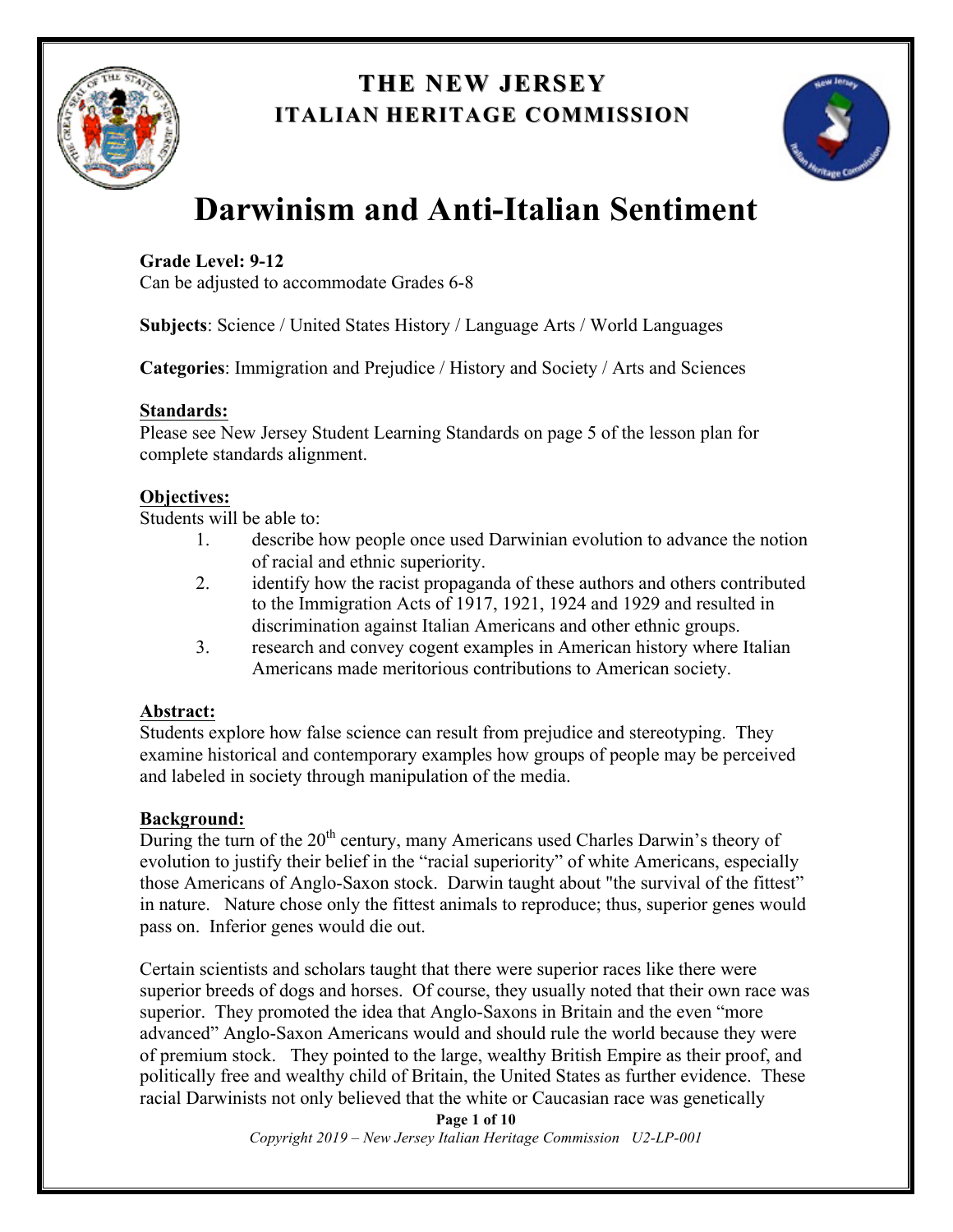# THE NEW JERSEY
## ITALIAN HERITAGE COMMISSION

# Darwinism and Anti-Italian Sentiment

**Grade Level: 9-12**
Can be adjusted to accommodate Grades 6-8

**Subjects**: Science / United States History / Language Arts / World Languages

**Categories**: Immigration and Prejudice / History and Society / Arts and Sciences

**Standards:**
Please see New Jersey Student Learning Standards on page 5 of the lesson plan for complete standards alignment.

**Objectives:**
Students will be able to:

1. describe how people once used Darwinian evolution to advance the notion of racial and ethnic superiority.
2. identify how the racist propaganda of these authors and others contributed to the Immigration Acts of 1917, 1921, 1924 and 1929 and resulted in discrimination against Italian Americans and other ethnic groups.
3. research and convey cogent examples in American history where Italian Americans made meritorious contributions to American society.

**Abstract:**
Students explore how false science can result from prejudice and stereotyping. They examine historical and contemporary examples how groups of people may be perceived and labeled in society through manipulation of the media.

**Background:**
During the turn of the 20th century, many Americans used Charles Darwin's theory of evolution to justify their belief in the "racial superiority" of white Americans, especially those Americans of Anglo-Saxon stock. Darwin taught about "the survival of the fittest" in nature. Nature chose only the fittest animals to reproduce; thus, superior genes would pass on. Inferior genes would die out.

Certain scientists and scholars taught that there were superior races like there were superior breeds of dogs and horses. Of course, they usually noted that their own race was superior. They promoted the idea that Anglo-Saxons in Britain and the even "more advanced" Anglo-Saxon Americans would and should rule the world because they were of premium stock. They pointed to the large, wealthy British Empire as their proof, and politically free and wealthy child of Britain, the United States as further evidence. These racial Darwinists not only believed that the white or Caucasian race was genetically

*Copyright 2019 – New Jersey Italian Heritage Commission U2-LP-001*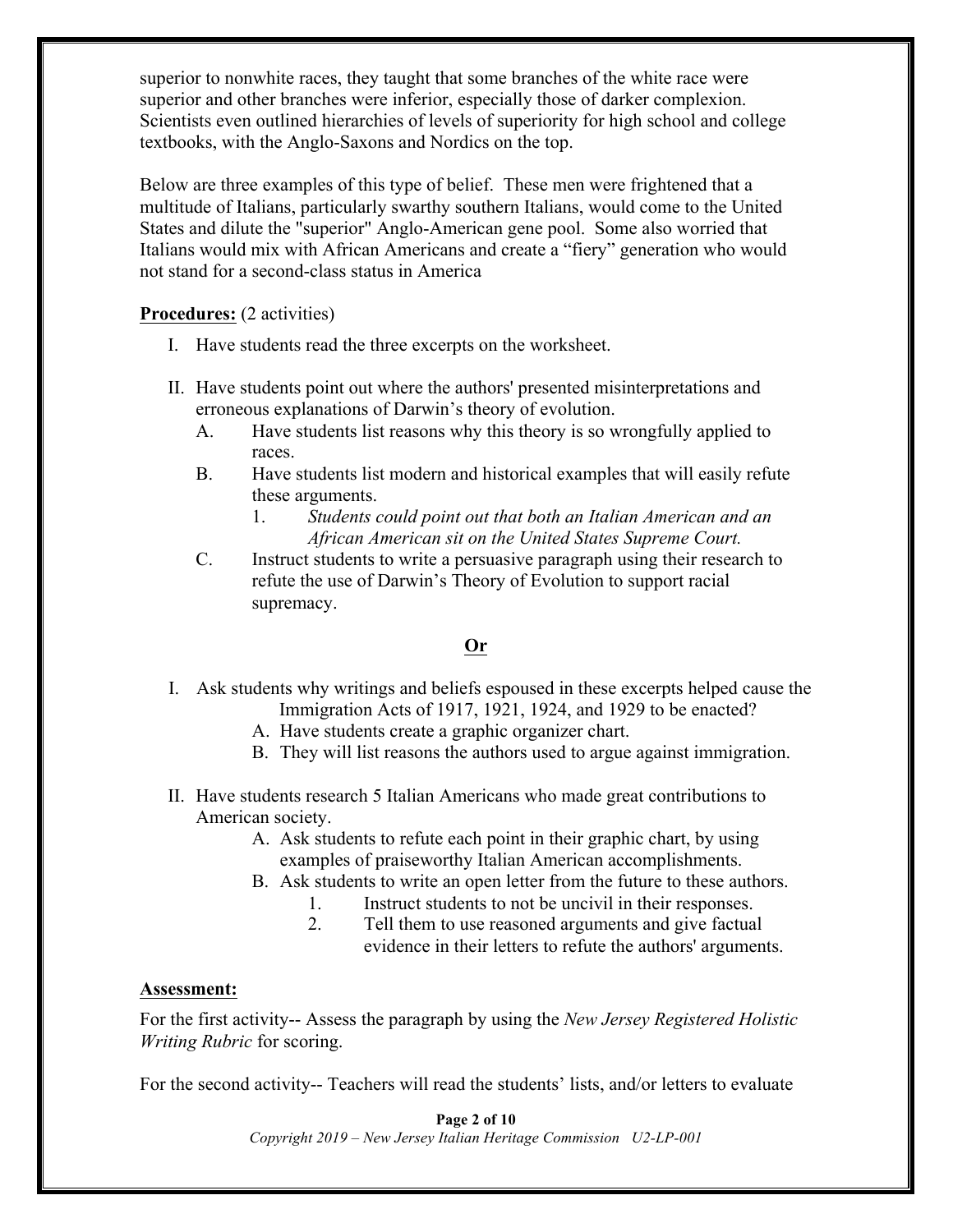superior to nonwhite races, they taught that some branches of the white race were superior and other branches were inferior, especially those of darker complexion. Scientists even outlined hierarchies of levels of superiority for high school and college textbooks, with the Anglo-Saxons and Nordics on the top.

Below are three examples of this type of belief. These men were frightened that a multitude of Italians, particularly swarthy southern Italians, would come to the United States and dilute the "superior" Anglo-American gene pool. Some also worried that Italians would mix with African Americans and create a "fiery" generation who would not stand for a second-class status in America

**Procedures:** (2 activities)

I. Have students read the three excerpts on the worksheet.

II. Have students point out where the authors' presented misinterpretations and erroneous explanations of Darwin's theory of evolution.
   A. Have students list reasons why this theory is so wrongfully applied to races.
   B. Have students list modern and historical examples that will easily refute these arguments.
      1. *Students could point out that both an Italian American and an African American sit on the United States Supreme Court.*
   C. Instruct students to write a persuasive paragraph using their research to refute the use of Darwin's Theory of Evolution to support racial supremacy.

**Or**

I. Ask students why writings and beliefs espoused in these excerpts helped cause the Immigration Acts of 1917, 1921, 1924, and 1929 to be enacted?
   A. Have students create a graphic organizer chart.
   B. They will list reasons the authors used to argue against immigration.

II. Have students research 5 Italian Americans who made great contributions to American society.
   A. Ask students to refute each point in their graphic chart, by using examples of praiseworthy Italian American accomplishments.
   B. Ask students to write an open letter from the future to these authors.
      1. Instruct students to not be uncivil in their responses.
      2. Tell them to use reasoned arguments and give factual evidence in their letters to refute the authors' arguments.

**Assessment:**

For the first activity-- Assess the paragraph by using the *New Jersey Registered Holistic Writing Rubric* for scoring.

For the second activity-- Teachers will read the students' lists, and/or letters to evaluate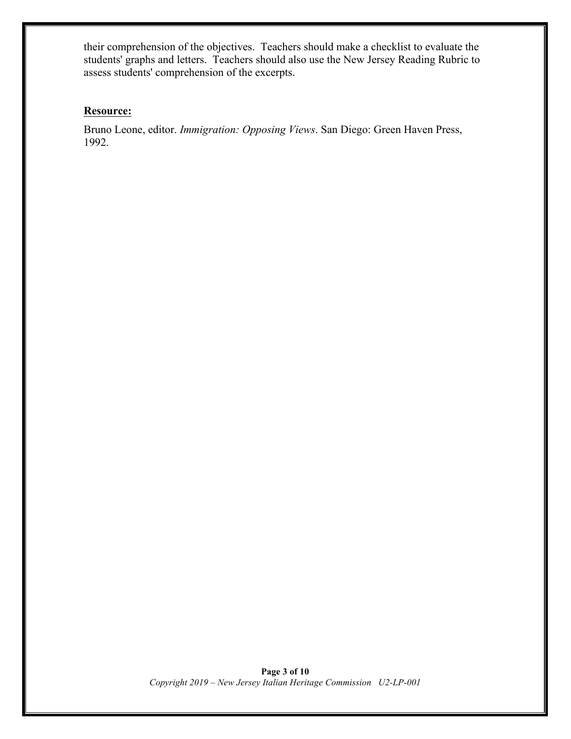their comprehension of the objectives. Teachers should make a checklist to evaluate the students' graphs and letters. Teachers should also use the New Jersey Reading Rubric to assess students' comprehension of the excerpts.

**Resource:**

Bruno Leone, editor. *Immigration: Opposing Views*. San Diego: Green Haven Press, 1992.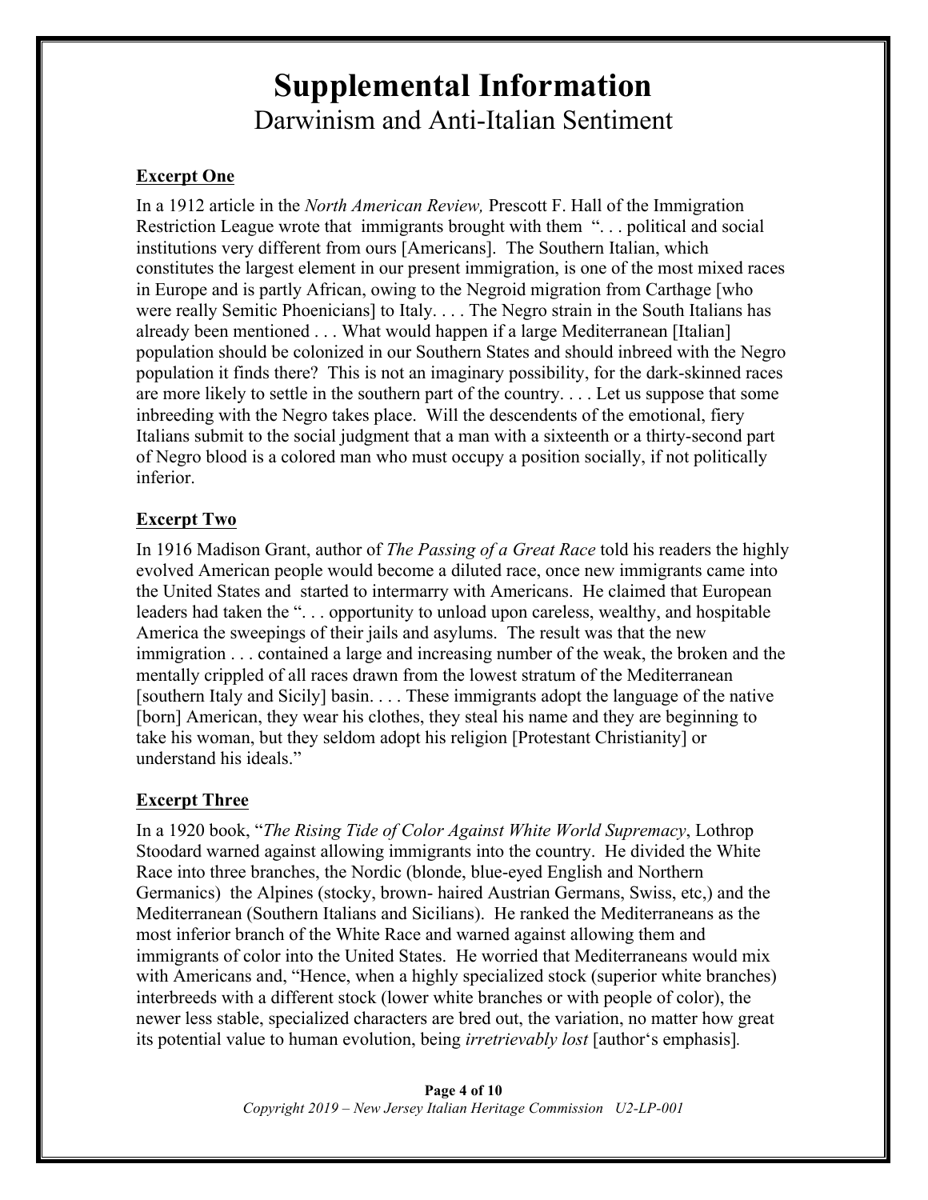# Supplemental Information

## Darwinism and Anti-Italian Sentiment

### Excerpt One

In a 1912 article in the *North American Review,* Prescott F. Hall of the Immigration Restriction League wrote that immigrants brought with them ". . . political and social institutions very different from ours [Americans]. The Southern Italian, which constitutes the largest element in our present immigration, is one of the most mixed races in Europe and is partly African, owing to the Negroid migration from Carthage [who were really Semitic Phoenicians] to Italy. . . . The Negro strain in the South Italians has already been mentioned . . . What would happen if a large Mediterranean [Italian] population should be colonized in our Southern States and should inbreed with the Negro population it finds there? This is not an imaginary possibility, for the dark-skinned races are more likely to settle in the southern part of the country. . . . Let us suppose that some inbreeding with the Negro takes place. Will the descendents of the emotional, fiery Italians submit to the social judgment that a man with a sixteenth or a thirty-second part of Negro blood is a colored man who must occupy a position socially, if not politically inferior.

### Excerpt Two

In 1916 Madison Grant, author of *The Passing of a Great Race* told his readers the highly evolved American people would become a diluted race, once new immigrants came into the United States and started to intermarry with Americans. He claimed that European leaders had taken the ". . . opportunity to unload upon careless, wealthy, and hospitable America the sweepings of their jails and asylums. The result was that the new immigration . . . contained a large and increasing number of the weak, the broken and the mentally crippled of all races drawn from the lowest stratum of the Mediterranean [southern Italy and Sicily] basin. . . . These immigrants adopt the language of the native [born] American, they wear his clothes, they steal his name and they are beginning to take his woman, but they seldom adopt his religion [Protestant Christianity] or understand his ideals."

### Excerpt Three

In a 1920 book, "*The Rising Tide of Color Against White World Supremacy*, Lothrop Stoodard warned against allowing immigrants into the country. He divided the White Race into three branches, the Nordic (blonde, blue-eyed English and Northern Germanics) the Alpines (stocky, brown- haired Austrian Germans, Swiss, etc,) and the Mediterranean (Southern Italians and Sicilians). He ranked the Mediterraneans as the most inferior branch of the White Race and warned against allowing them and immigrants of color into the United States. He worried that Mediterraneans would mix with Americans and, "Hence, when a highly specialized stock (superior white branches) interbreeds with a different stock (lower white branches or with people of color), the newer less stable, specialized characters are bred out, the variation, no matter how great its potential value to human evolution, being *irretrievably lost* [author's emphasis].

*Copyright 2019 – New Jersey Italian Heritage Commission U2-LP-001*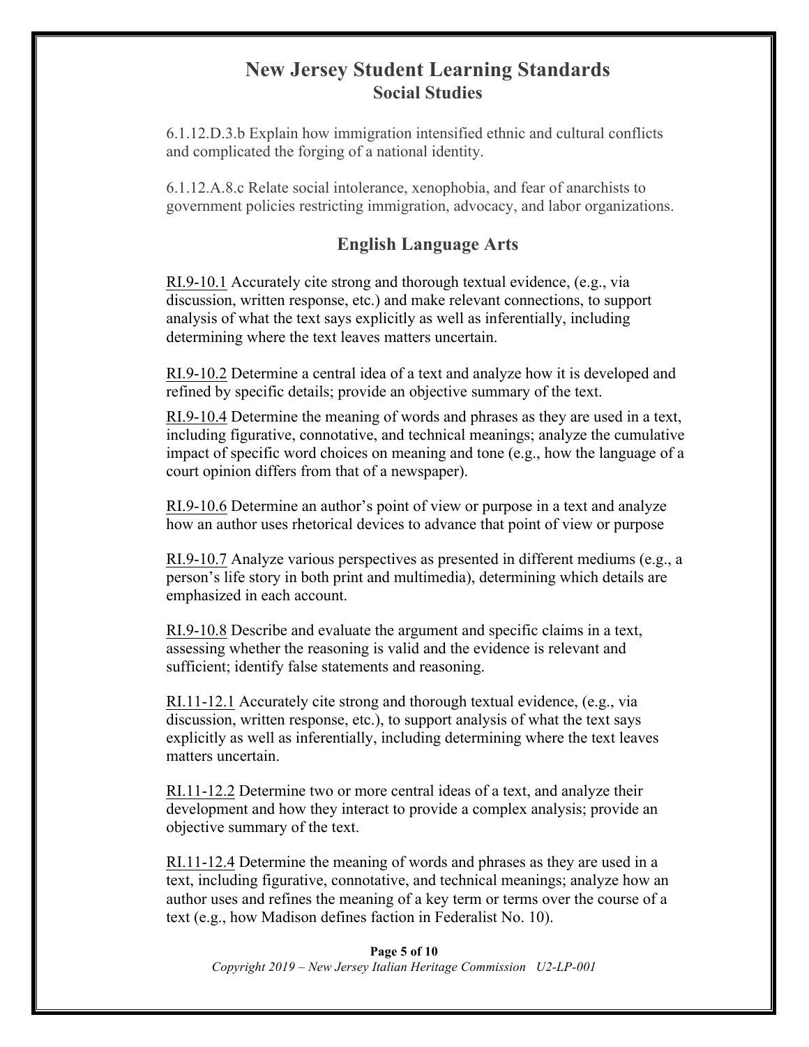## New Jersey Student Learning Standards
### Social Studies

6.1.12.D.3.b Explain how immigration intensified ethnic and cultural conflicts and complicated the forging of a national identity.

6.1.12.A.8.c Relate social intolerance, xenophobia, and fear of anarchists to government policies restricting immigration, advocacy, and labor organizations.

### English Language Arts

RI.9-10.1 Accurately cite strong and thorough textual evidence, (e.g., via discussion, written response, etc.) and make relevant connections, to support analysis of what the text says explicitly as well as inferentially, including determining where the text leaves matters uncertain.

RI.9-10.2 Determine a central idea of a text and analyze how it is developed and refined by specific details; provide an objective summary of the text.

RI.9-10.4 Determine the meaning of words and phrases as they are used in a text, including figurative, connotative, and technical meanings; analyze the cumulative impact of specific word choices on meaning and tone (e.g., how the language of a court opinion differs from that of a newspaper).

RI.9-10.6 Determine an author's point of view or purpose in a text and analyze how an author uses rhetorical devices to advance that point of view or purpose

RI.9-10.7 Analyze various perspectives as presented in different mediums (e.g., a person's life story in both print and multimedia), determining which details are emphasized in each account.

RI.9-10.8 Describe and evaluate the argument and specific claims in a text, assessing whether the reasoning is valid and the evidence is relevant and sufficient; identify false statements and reasoning.

RI.11-12.1 Accurately cite strong and thorough textual evidence, (e.g., via discussion, written response, etc.), to support analysis of what the text says explicitly as well as inferentially, including determining where the text leaves matters uncertain.

RI.11-12.2 Determine two or more central ideas of a text, and analyze their development and how they interact to provide a complex analysis; provide an objective summary of the text.

RI.11-12.4 Determine the meaning of words and phrases as they are used in a text, including figurative, connotative, and technical meanings; analyze how an author uses and refines the meaning of a key term or terms over the course of a text (e.g., how Madison defines faction in Federalist No. 10).

*Copyright 2019 – New Jersey Italian Heritage Commission U2-LP-001*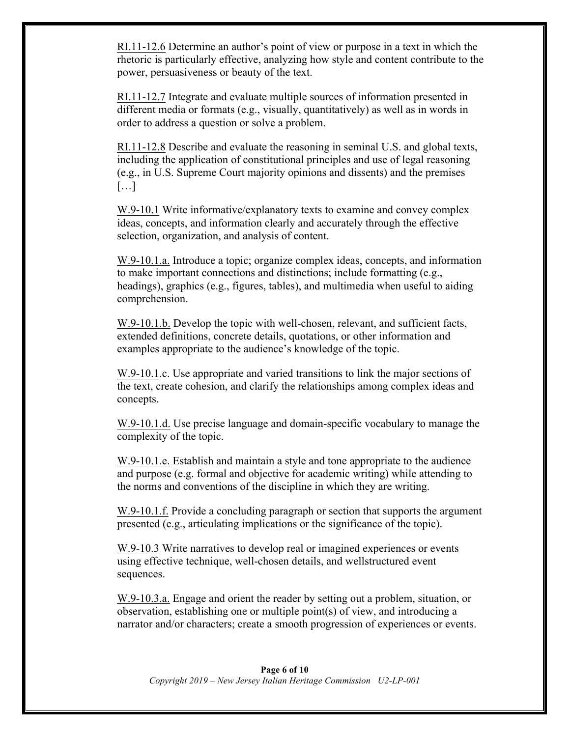RI.11-12.6 Determine an author's point of view or purpose in a text in which the rhetoric is particularly effective, analyzing how style and content contribute to the power, persuasiveness or beauty of the text.

RI.11-12.7 Integrate and evaluate multiple sources of information presented in different media or formats (e.g., visually, quantitatively) as well as in words in order to address a question or solve a problem.

RI.11-12.8 Describe and evaluate the reasoning in seminal U.S. and global texts, including the application of constitutional principles and use of legal reasoning (e.g., in U.S. Supreme Court majority opinions and dissents) and the premises […]

W.9-10.1 Write informative/explanatory texts to examine and convey complex ideas, concepts, and information clearly and accurately through the effective selection, organization, and analysis of content.

W.9-10.1.a. Introduce a topic; organize complex ideas, concepts, and information to make important connections and distinctions; include formatting (e.g., headings), graphics (e.g., figures, tables), and multimedia when useful to aiding comprehension.

W.9-10.1.b. Develop the topic with well-chosen, relevant, and sufficient facts, extended definitions, concrete details, quotations, or other information and examples appropriate to the audience's knowledge of the topic.

W.9-10.1.c. Use appropriate and varied transitions to link the major sections of the text, create cohesion, and clarify the relationships among complex ideas and concepts.

W.9-10.1.d. Use precise language and domain-specific vocabulary to manage the complexity of the topic.

W.9-10.1.e. Establish and maintain a style and tone appropriate to the audience and purpose (e.g. formal and objective for academic writing) while attending to the norms and conventions of the discipline in which they are writing.

W.9-10.1.f. Provide a concluding paragraph or section that supports the argument presented (e.g., articulating implications or the significance of the topic).

W.9-10.3 Write narratives to develop real or imagined experiences or events using effective technique, well-chosen details, and wellstructured event sequences.

W.9-10.3.a. Engage and orient the reader by setting out a problem, situation, or observation, establishing one or multiple point(s) of view, and introducing a narrator and/or characters; create a smooth progression of experiences or events.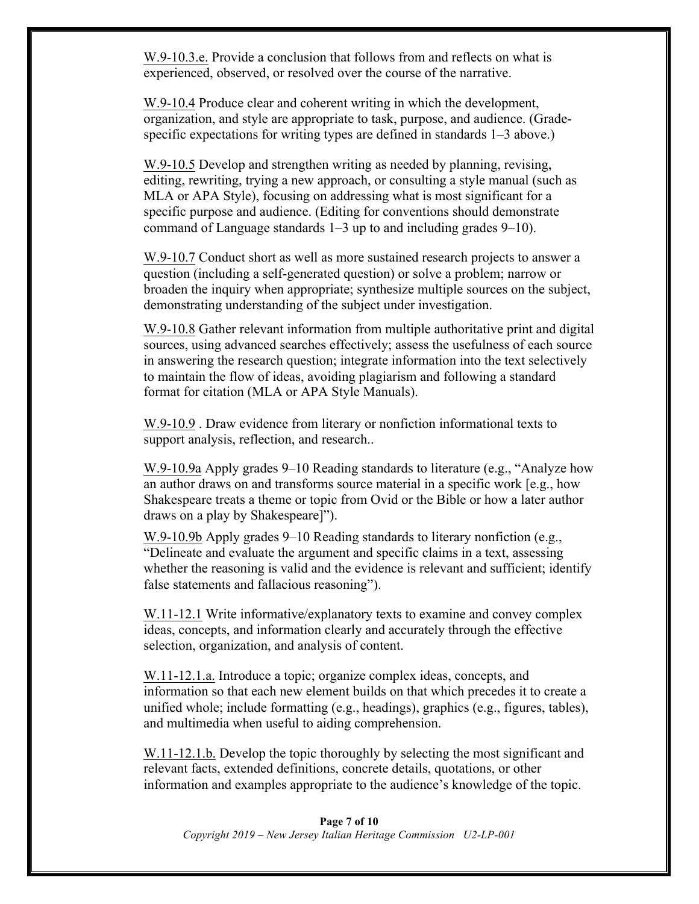W.9-10.3.e. Provide a conclusion that follows from and reflects on what is experienced, observed, or resolved over the course of the narrative.

W.9-10.4 Produce clear and coherent writing in which the development, organization, and style are appropriate to task, purpose, and audience. (Grade-specific expectations for writing types are defined in standards 1–3 above.)

W.9-10.5 Develop and strengthen writing as needed by planning, revising, editing, rewriting, trying a new approach, or consulting a style manual (such as MLA or APA Style), focusing on addressing what is most significant for a specific purpose and audience. (Editing for conventions should demonstrate command of Language standards 1–3 up to and including grades 9–10).

W.9-10.7 Conduct short as well as more sustained research projects to answer a question (including a self-generated question) or solve a problem; narrow or broaden the inquiry when appropriate; synthesize multiple sources on the subject, demonstrating understanding of the subject under investigation.

W.9-10.8 Gather relevant information from multiple authoritative print and digital sources, using advanced searches effectively; assess the usefulness of each source in answering the research question; integrate information into the text selectively to maintain the flow of ideas, avoiding plagiarism and following a standard format for citation (MLA or APA Style Manuals).

W.9-10.9 . Draw evidence from literary or nonfiction informational texts to support analysis, reflection, and research..

W.9-10.9a Apply grades 9–10 Reading standards to literature (e.g., "Analyze how an author draws on and transforms source material in a specific work [e.g., how Shakespeare treats a theme or topic from Ovid or the Bible or how a later author draws on a play by Shakespeare]").

W.9-10.9b Apply grades 9–10 Reading standards to literary nonfiction (e.g., "Delineate and evaluate the argument and specific claims in a text, assessing whether the reasoning is valid and the evidence is relevant and sufficient; identify false statements and fallacious reasoning").

W.11-12.1 Write informative/explanatory texts to examine and convey complex ideas, concepts, and information clearly and accurately through the effective selection, organization, and analysis of content.

W.11-12.1.a. Introduce a topic; organize complex ideas, concepts, and information so that each new element builds on that which precedes it to create a unified whole; include formatting (e.g., headings), graphics (e.g., figures, tables), and multimedia when useful to aiding comprehension.

W.11-12.1.b. Develop the topic thoroughly by selecting the most significant and relevant facts, extended definitions, concrete details, quotations, or other information and examples appropriate to the audience's knowledge of the topic.

*Copyright 2019 – New Jersey Italian Heritage Commission U2-LP-001*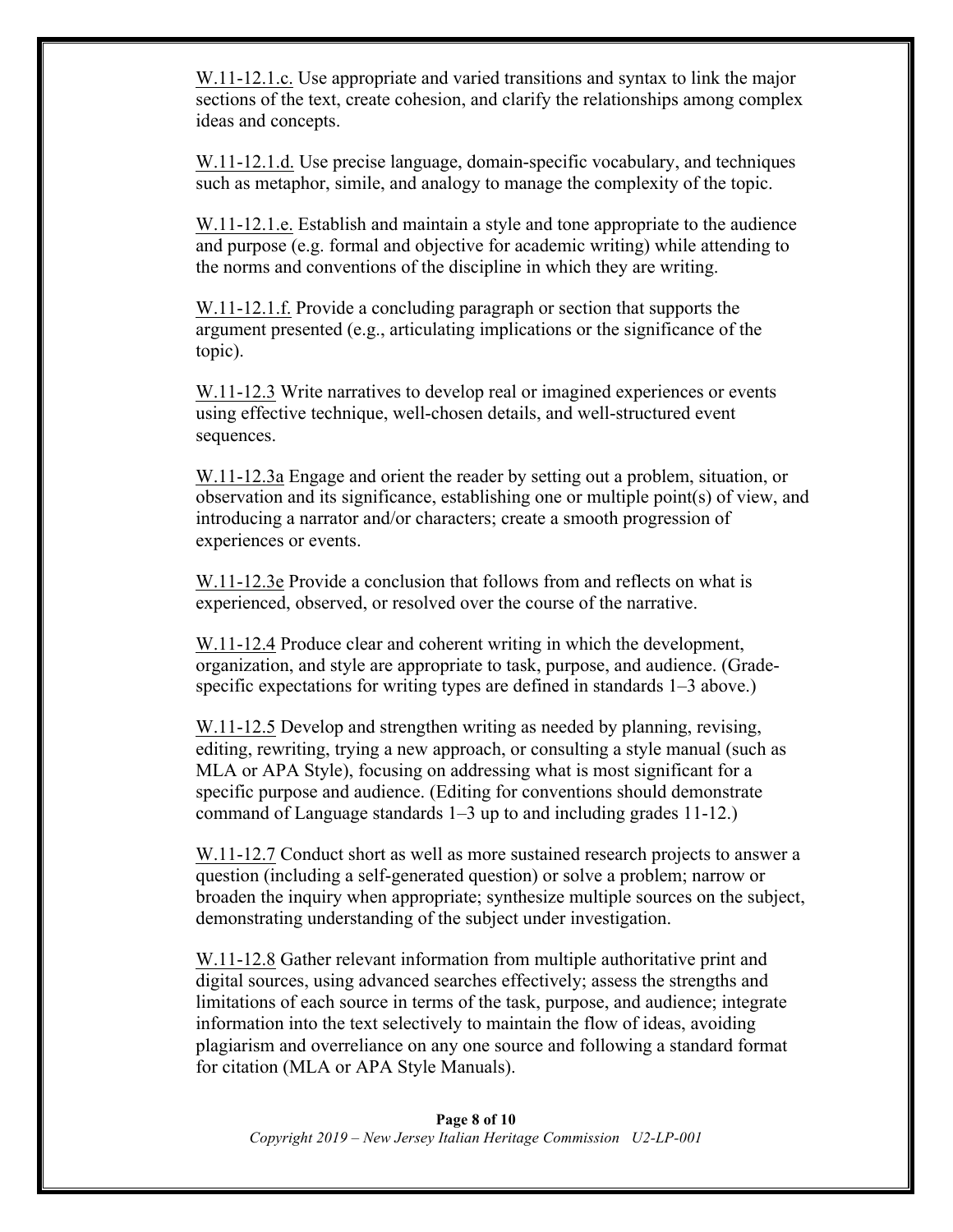W.11-12.1.c. Use appropriate and varied transitions and syntax to link the major sections of the text, create cohesion, and clarify the relationships among complex ideas and concepts.

W.11-12.1.d. Use precise language, domain-specific vocabulary, and techniques such as metaphor, simile, and analogy to manage the complexity of the topic.

W.11-12.1.e. Establish and maintain a style and tone appropriate to the audience and purpose (e.g. formal and objective for academic writing) while attending to the norms and conventions of the discipline in which they are writing.

W.11-12.1.f. Provide a concluding paragraph or section that supports the argument presented (e.g., articulating implications or the significance of the topic).

W.11-12.3 Write narratives to develop real or imagined experiences or events using effective technique, well-chosen details, and well-structured event sequences.

W.11-12.3a Engage and orient the reader by setting out a problem, situation, or observation and its significance, establishing one or multiple point(s) of view, and introducing a narrator and/or characters; create a smooth progression of experiences or events.

W.11-12.3e Provide a conclusion that follows from and reflects on what is experienced, observed, or resolved over the course of the narrative.

W.11-12.4 Produce clear and coherent writing in which the development, organization, and style are appropriate to task, purpose, and audience. (Grade-specific expectations for writing types are defined in standards 1–3 above.)

W.11-12.5 Develop and strengthen writing as needed by planning, revising, editing, rewriting, trying a new approach, or consulting a style manual (such as MLA or APA Style), focusing on addressing what is most significant for a specific purpose and audience. (Editing for conventions should demonstrate command of Language standards 1–3 up to and including grades 11-12.)

W.11-12.7 Conduct short as well as more sustained research projects to answer a question (including a self-generated question) or solve a problem; narrow or broaden the inquiry when appropriate; synthesize multiple sources on the subject, demonstrating understanding of the subject under investigation.

W.11-12.8 Gather relevant information from multiple authoritative print and digital sources, using advanced searches effectively; assess the strengths and limitations of each source in terms of the task, purpose, and audience; integrate information into the text selectively to maintain the flow of ideas, avoiding plagiarism and overreliance on any one source and following a standard format for citation (MLA or APA Style Manuals).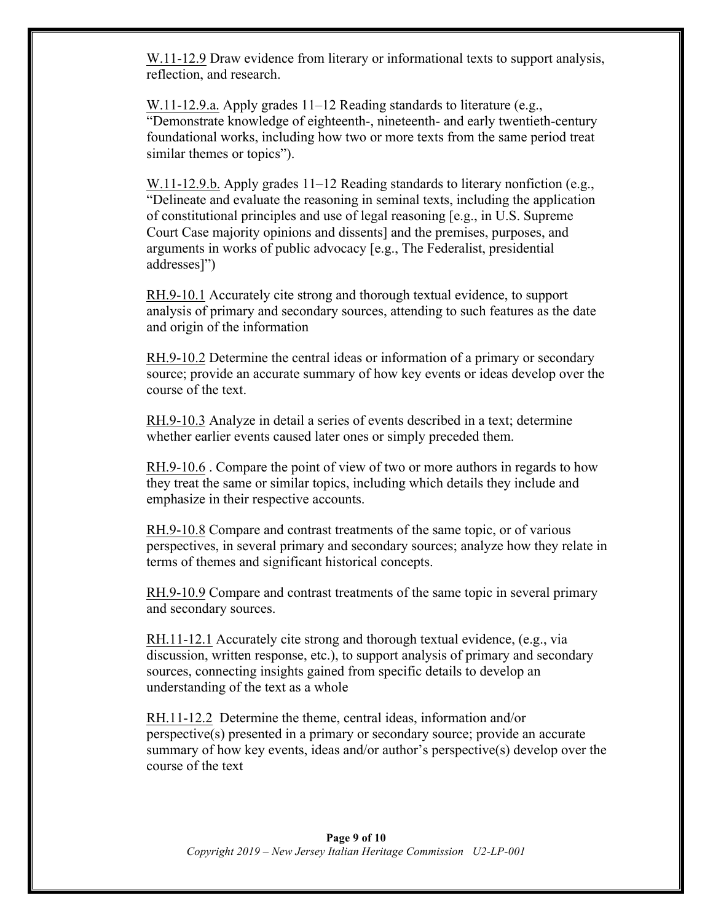W.11-12.9 Draw evidence from literary or informational texts to support analysis, reflection, and research.

W.11-12.9.a. Apply grades 11–12 Reading standards to literature (e.g., "Demonstrate knowledge of eighteenth-, nineteenth- and early twentieth-century foundational works, including how two or more texts from the same period treat similar themes or topics").

W.11-12.9.b. Apply grades 11–12 Reading standards to literary nonfiction (e.g., "Delineate and evaluate the reasoning in seminal texts, including the application of constitutional principles and use of legal reasoning [e.g., in U.S. Supreme Court Case majority opinions and dissents] and the premises, purposes, and arguments in works of public advocacy [e.g., The Federalist, presidential addresses]")

RH.9-10.1 Accurately cite strong and thorough textual evidence, to support analysis of primary and secondary sources, attending to such features as the date and origin of the information

RH.9-10.2 Determine the central ideas or information of a primary or secondary source; provide an accurate summary of how key events or ideas develop over the course of the text.

RH.9-10.3 Analyze in detail a series of events described in a text; determine whether earlier events caused later ones or simply preceded them.

RH.9-10.6 . Compare the point of view of two or more authors in regards to how they treat the same or similar topics, including which details they include and emphasize in their respective accounts.

RH.9-10.8 Compare and contrast treatments of the same topic, or of various perspectives, in several primary and secondary sources; analyze how they relate in terms of themes and significant historical concepts.

RH.9-10.9 Compare and contrast treatments of the same topic in several primary and secondary sources.

RH.11-12.1 Accurately cite strong and thorough textual evidence, (e.g., via discussion, written response, etc.), to support analysis of primary and secondary sources, connecting insights gained from specific details to develop an understanding of the text as a whole

RH.11-12.2 Determine the theme, central ideas, information and/or perspective(s) presented in a primary or secondary source; provide an accurate summary of how key events, ideas and/or author's perspective(s) develop over the course of the text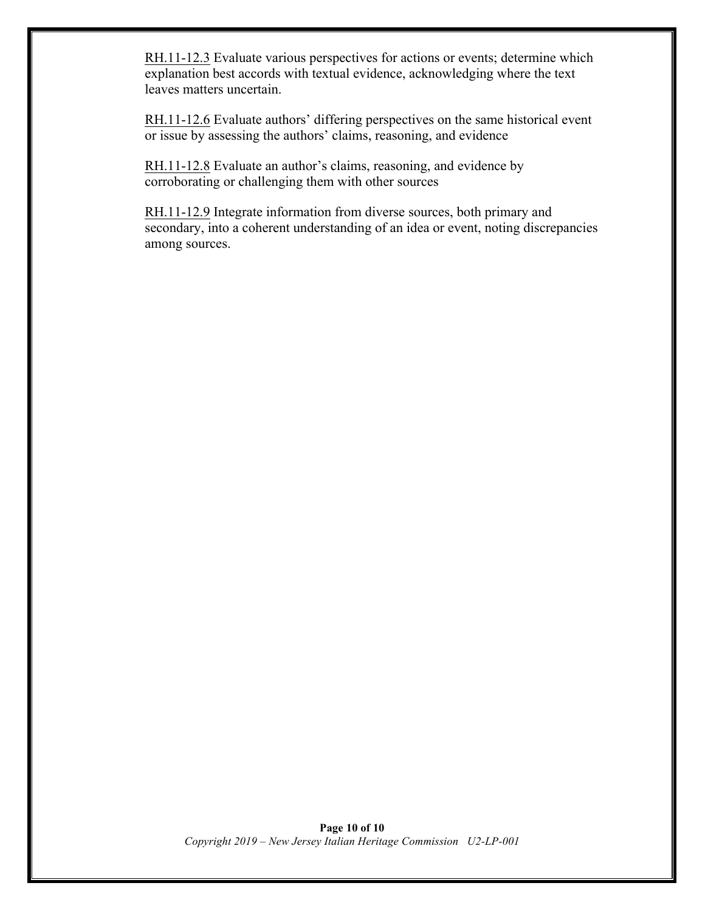RH.11-12.3 Evaluate various perspectives for actions or events; determine which explanation best accords with textual evidence, acknowledging where the text leaves matters uncertain.

RH.11-12.6 Evaluate authors' differing perspectives on the same historical event or issue by assessing the authors' claims, reasoning, and evidence

RH.11-12.8 Evaluate an author's claims, reasoning, and evidence by corroborating or challenging them with other sources

RH.11-12.9 Integrate information from diverse sources, both primary and secondary, into a coherent understanding of an idea or event, noting discrepancies among sources.